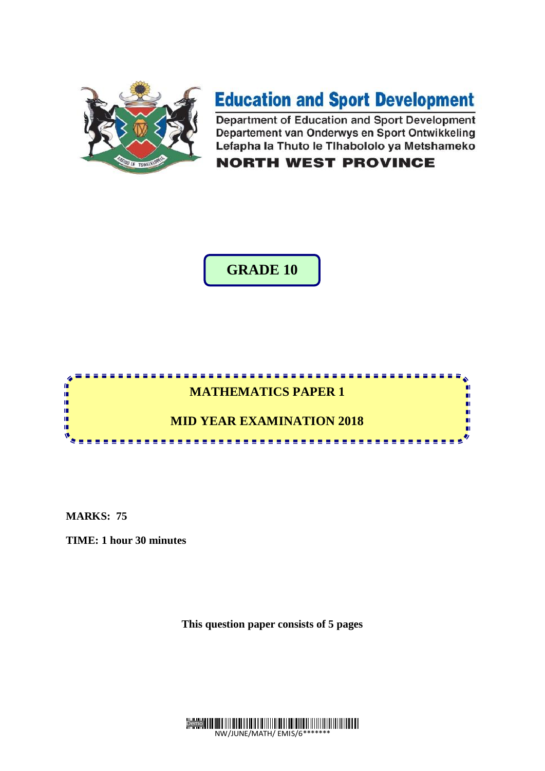# Education and Sport Development

Department of Education and Sport Development
Departement van Onderwys en Sport Ontwikkeling
Lefapha la Thuto le Tlhabololo ya Metshameko

**NORTH WEST PROVINCE**

## GRADE 10

## MATHEMATICS PAPER 1

## MID YEAR EXAMINATION 2018

**MARKS: 75**

**TIME: 1 hour 30 minutes**

**This question paper consists of 5 pages**

NW/JUNE/MATH/ EMIS/6*******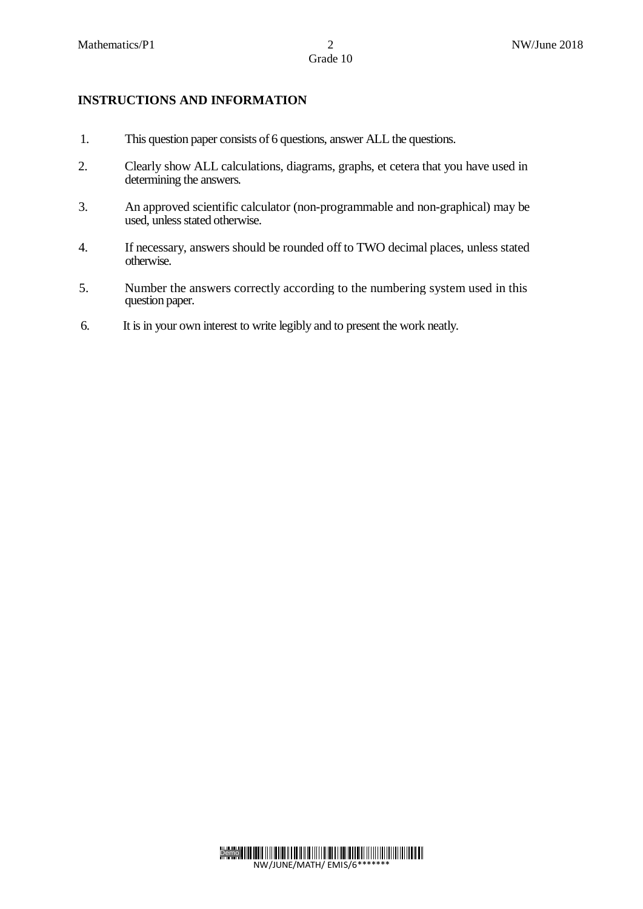**INSTRUCTIONS AND INFORMATION**

1. This question paper consists of 6 questions, answer ALL the questions.
2. Clearly show ALL calculations, diagrams, graphs, et cetera that you have used in determining the answers.
3. An approved scientific calculator (non-programmable and non-graphical) may be used, unless stated otherwise.
4. If necessary, answers should be rounded off to TWO decimal places, unless stated otherwise.
5. Number the answers correctly according to the numbering system used in this question paper.
6. It is in your own interest to write legibly and to present the work neatly.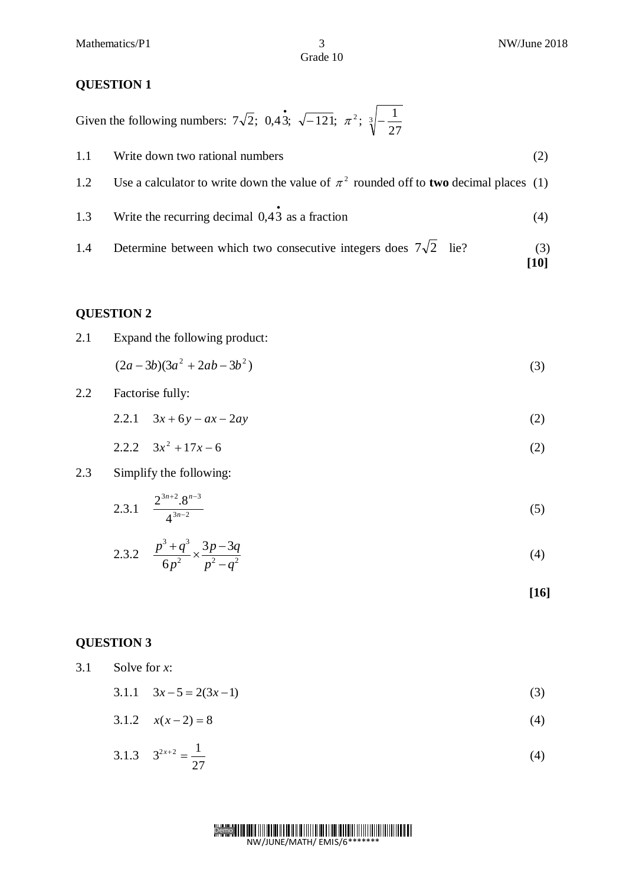## QUESTION 1

Given the following numbers: $7\sqrt{2}$; $0,4\dot{3}$; $\sqrt{-121}$; $\pi^2$; $\sqrt[3]{-\dfrac{1}{27}}$

| | | |
|---|---|---|
| 1.1 | Write down two rational numbers | (2) |
| 1.2 | Use a calculator to write down the value of $\pi^2$ rounded off to **two** decimal places | (1) |
| 1.3 | Write the recurring decimal $0,4\dot{3}$ as a fraction | (4) |
| 1.4 | Determine between which two consecutive integers does $7\sqrt{2}$ lie? | (3) |
| | | **[10]** |

## QUESTION 2

2.1 Expand the following product:

$$(2a-3b)(3a^2+2ab-3b^2) \qquad (3)$$

2.2 Factorise fully:

2.2.1 $3x+6y-ax-2ay$ (2)

2.2.2 $3x^2+17x-6$ (2)

2.3 Simplify the following:

2.3.1 $\dfrac{2^{3n+2}.8^{n-3}}{4^{3n-2}}$ (5)

2.3.2 $\dfrac{p^3+q^3}{6p^2}\times\dfrac{3p-3q}{p^2-q^2}$ (4)

**[16]**

## QUESTION 3

3.1 Solve for *x*:

3.1.1 $3x-5=2(3x-1)$ (3)

3.1.2 $x(x-2)=8$ (4)

3.1.3 $3^{2x+2}=\dfrac{1}{27}$ (4)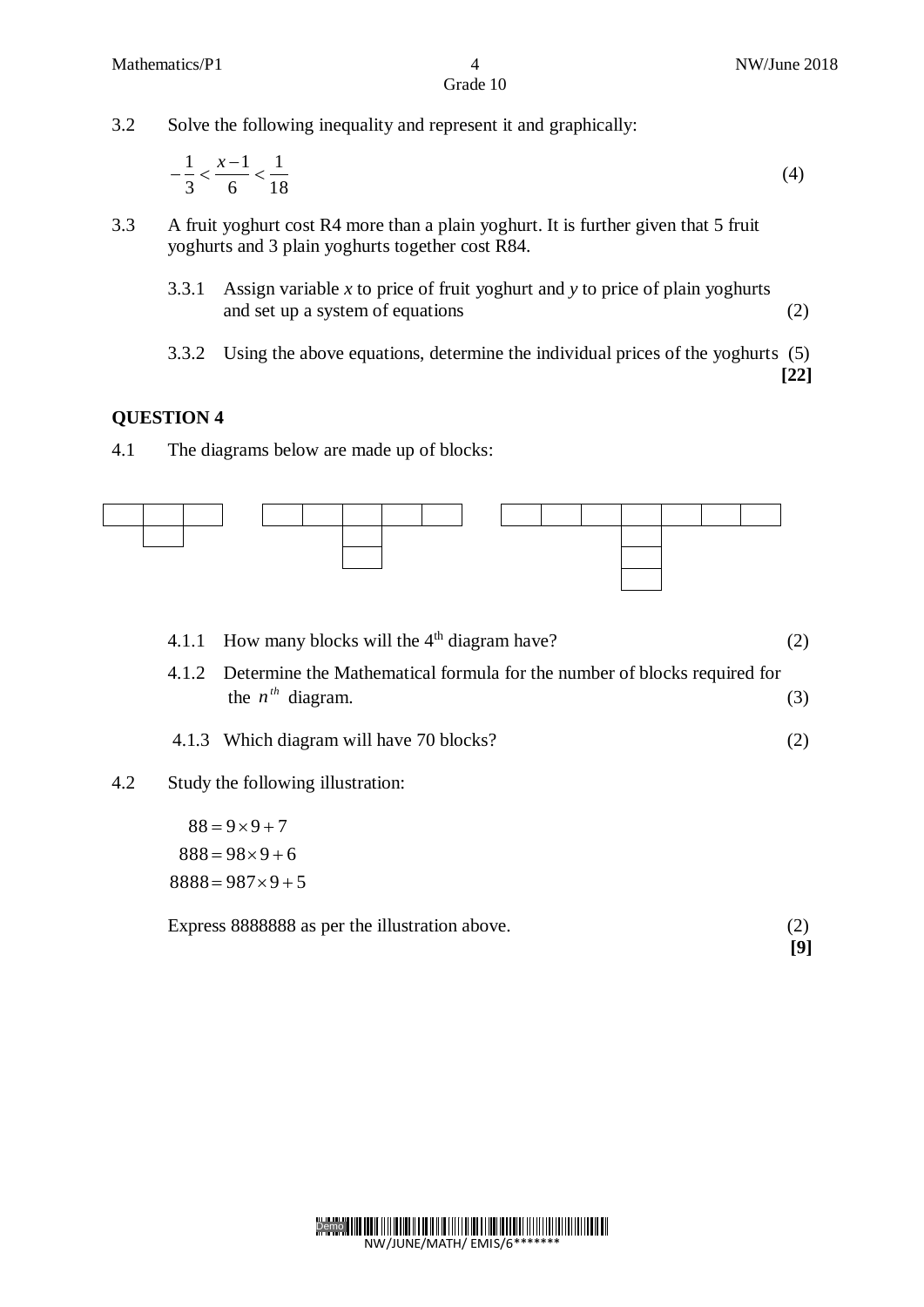3.2 Solve the following inequality and represent it and graphically:

$$-\frac{1}{3} < \frac{x-1}{6} < \frac{1}{18}$$ (4)

3.3 A fruit yoghurt cost R4 more than a plain yoghurt. It is further given that 5 fruit yoghurts and 3 plain yoghurts together cost R84.

3.3.1 Assign variable $x$ to price of fruit yoghurt and $y$ to price of plain yoghurts and set up a system of equations (2)

3.3.2 Using the above equations, determine the individual prices of the yoghurts (5)

**[22]**

## QUESTION 4

4.1 The diagrams below are made up of blocks:

4.1.1 How many blocks will the 4th diagram have? (2)

4.1.2 Determine the Mathematical formula for the number of blocks required for the $n^{th}$ diagram. (3)

4.1.3 Which diagram will have 70 blocks? (2)

4.2 Study the following illustration:

$$88 = 9 \times 9 + 7$$
$$888 = 98 \times 9 + 6$$
$$8888 = 987 \times 9 + 5$$

Express 8888888 as per the illustration above. (2)

**[9]**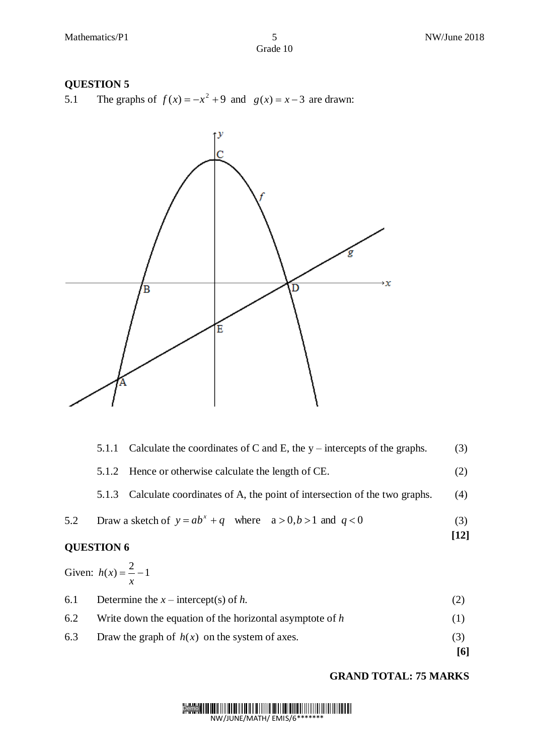## QUESTION 5

5.1 The graphs of $f(x) = -x^2 + 9$ and $g(x) = x - 3$ are drawn:

y

C

f

g

x

B

D

E

A

5.1.1 Calculate the coordinates of C and E, the y – intercepts of the graphs. (3)

5.1.2 Hence or otherwise calculate the length of CE. (2)

5.1.3 Calculate coordinates of A, the point of intersection of the two graphs. (4)

5.2 Draw a sketch of $y = ab^x + q$ where $a > 0, b > 1$ and $q < 0$ (3)

**[12]**

## QUESTION 6

Given: $h(x) = \dfrac{2}{x} - 1$

6.1 Determine the $x$ – intercept(s) of $h$. (2)

6.2 Write down the equation of the horizontal asymptote of $h$ (1)

6.3 Draw the graph of $h(x)$ on the system of axes. (3)

**[6]**

**GRAND TOTAL: 75 MARKS**